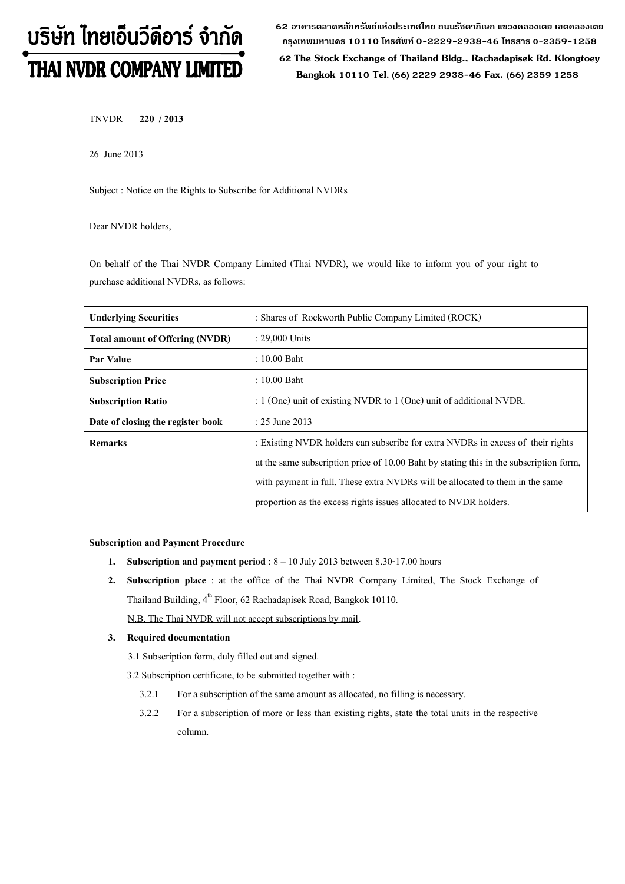# บริษัท ไทยเอ็นวีดีอาร์ จำกัด
# THAI NVDR COMPANY LIMITED

62 อาคารตลาดหลักทรัพย์แห่งประเทศไทย ถนนรัชดาภิเษก แขวงคลองเตย เขตคลองเตย กรุงเทพมหานคร 10110 โทรศัพท์ 0-2229-2938-46 โทรสาร 0-2359-1258

62 The Stock Exchange of Thailand Bldg., Rachadapisek Rd. Klongtoey Bangkok 10110 Tel. (66) 2229 2938-46 Fax. (66) 2359 1258

TNVDR **220 / 2013**

26 June 2013

Subject : Notice on the Rights to Subscribe for Additional NVDRs

Dear NVDR holders,

On behalf of the Thai NVDR Company Limited (Thai NVDR), we would like to inform you of your right to purchase additional NVDRs, as follows:

| | |
|---|---|
| **Underlying Securities** | : Shares of Rockworth Public Company Limited (ROCK) |
| **Total amount of Offering (NVDR)** | : 29,000 Units |
| **Par Value** | : 10.00 Baht |
| **Subscription Price** | : 10.00 Baht |
| **Subscription Ratio** | : 1 (One) unit of existing NVDR to 1 (One) unit of additional NVDR. |
| **Date of closing the register book** | : 25 June 2013 |
| **Remarks** | : Existing NVDR holders can subscribe for extra NVDRs in excess of their rights at the same subscription price of 10.00 Baht by stating this in the subscription form, with payment in full. These extra NVDRs will be allocated to them in the same proportion as the excess rights issues allocated to NVDR holders. |

**Subscription and Payment Procedure**

1. **Subscription and payment period** : 8 – 10 July 2013 between 8.30-17.00 hours
2. **Subscription place** : at the office of the Thai NVDR Company Limited, The Stock Exchange of Thailand Building, 4th Floor, 62 Rachadapisek Road, Bangkok 10110.

   N.B. The Thai NVDR will not accept subscriptions by mail.
3. **Required documentation**

   3.1 Subscription form, duly filled out and signed.

   3.2 Subscription certificate, to be submitted together with :

   3.2.1 For a subscription of the same amount as allocated, no filling is necessary.

   3.2.2 For a subscription of more or less than existing rights, state the total units in the respective column.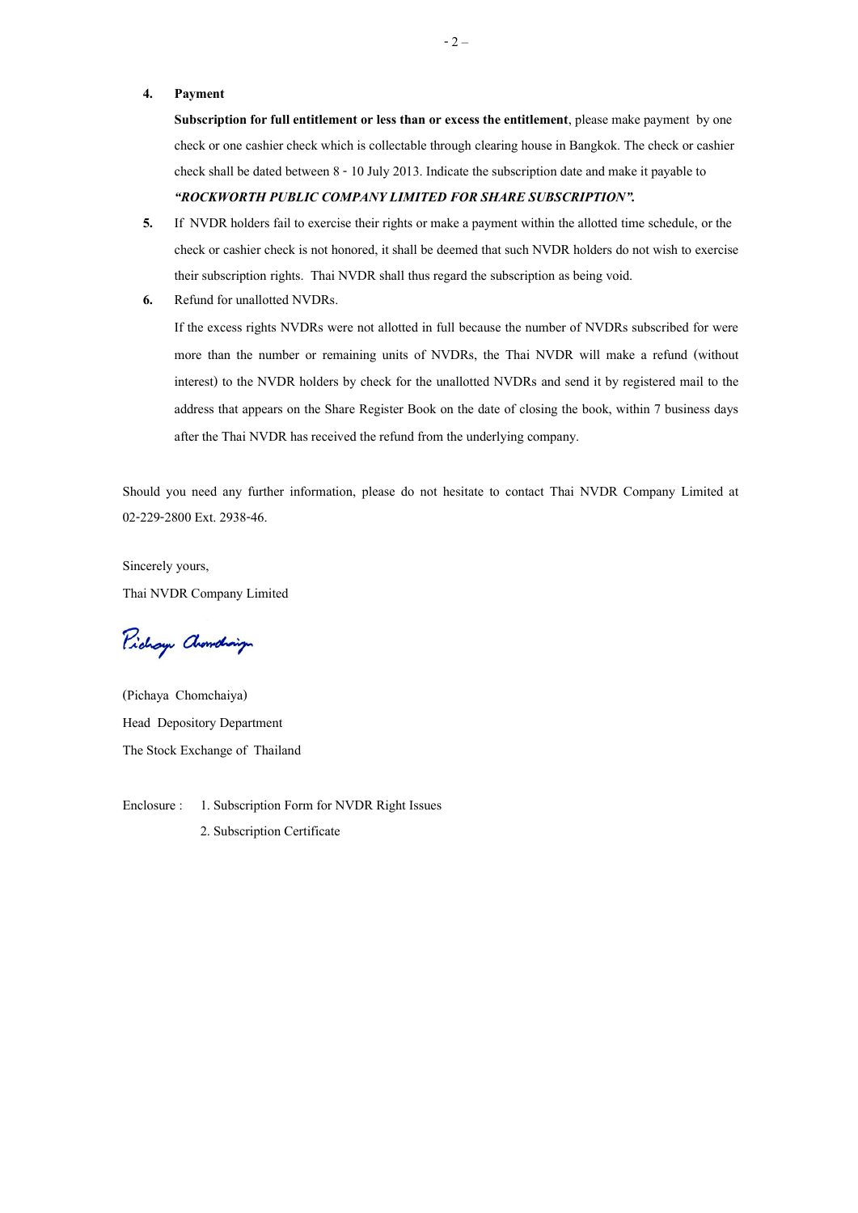4. **Payment**

   **Subscription for full entitlement or less than or excess the entitlement**, please make payment by one check or one cashier check which is collectable through clearing house in Bangkok. The check or cashier check shall be dated between 8 - 10 July 2013. Indicate the subscription date and make it payable to ***"ROCKWORTH PUBLIC COMPANY LIMITED FOR SHARE SUBSCRIPTION".***

5. If NVDR holders fail to exercise their rights or make a payment within the allotted time schedule, or the check or cashier check is not honored, it shall be deemed that such NVDR holders do not wish to exercise their subscription rights. Thai NVDR shall thus regard the subscription as being void.

6. Refund for unallotted NVDRs.

   If the excess rights NVDRs were not allotted in full because the number of NVDRs subscribed for were more than the number or remaining units of NVDRs, the Thai NVDR will make a refund (without interest) to the NVDR holders by check for the unallotted NVDRs and send it by registered mail to the address that appears on the Share Register Book on the date of closing the book, within 7 business days after the Thai NVDR has received the refund from the underlying company.

Should you need any further information, please do not hesitate to contact Thai NVDR Company Limited at 02-229-2800 Ext. 2938-46.

Sincerely yours,

Thai NVDR Company Limited

(Pichaya Chomchaiya)

Head Depository Department

The Stock Exchange of Thailand

Enclosure : 1. Subscription Form for NVDR Right Issues

2. Subscription Certificate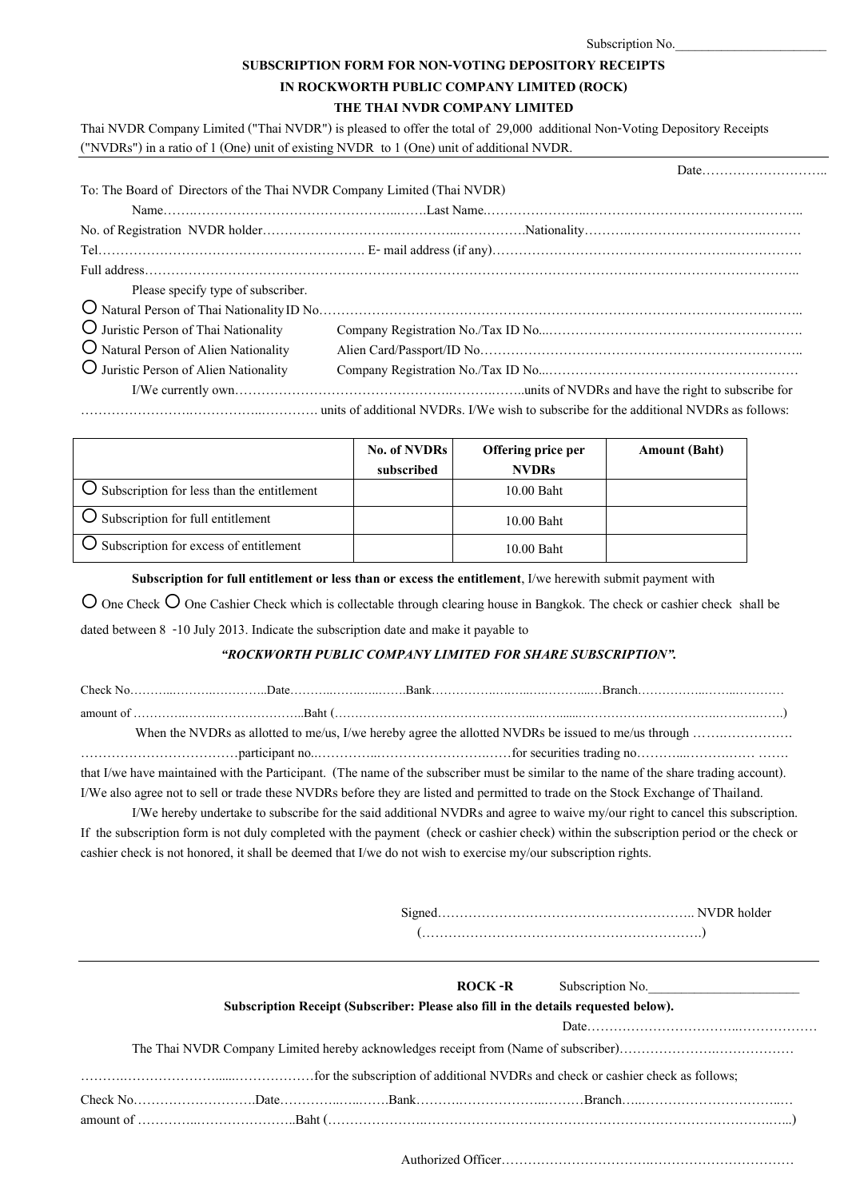Subscription No.______________________

**SUBSCRIPTION FORM FOR NON-VOTING DEPOSITORY RECEIPTS**

**IN ROCKWORTH PUBLIC COMPANY LIMITED (ROCK)**

**THE THAI NVDR COMPANY LIMITED**

Thai NVDR Company Limited ("Thai NVDR") is pleased to offer the total of 29,000 additional Non-Voting Depository Receipts ("NVDRs") in a ratio of 1 (One) unit of existing NVDR to 1 (One) unit of additional NVDR.

Date………………………..

To: The Board of Directors of the Thai NVDR Company Limited (Thai NVDR)

Name……..……………………………………..…….Last Name.…………………..………………………………………..

No. of Registration NVDR holder……………………….…………..…………….Nationality……….………………………….………

Tel……………………………………………………. E- mail address (if any)…………………………………………………….…………….

Full address……………………………………………………………………………………………….………………………………..

Please specify type of subscriber.

○ Natural Person of Thai Nationality ID No…………………………………………………………………………………………….……..

○ Juristic Person of Thai Nationality Company Registration No./Tax ID No...…………………………………………………….

○ Natural Person of Alien Nationality Alien Card/Passport/ID No………………………………………………………………..

○ Juristic Person of Alien Nationality Company Registration No./Tax ID No...………………………………………………….

I/We currently own………………………………………….……….……..units of NVDRs and have the right to subscribe for ……………………..…………..…………. units of additional NVDRs. I/We wish to subscribe for the additional NVDRs as follows:

| | No. of NVDRs subscribed | Offering price per NVDRs | Amount (Baht) |
|---|---|---|---|
| ○ Subscription for less than the entitlement | | 10.00 Baht | |
| ○ Subscription for full entitlement | | 10.00 Baht | |
| ○ Subscription for excess of entitlement | | 10.00 Baht | |

**Subscription for full entitlement or less than or excess the entitlement**, I/we herewith submit payment with

○ One Check ○ One Cashier Check which is collectable through clearing house in Bangkok. The check or cashier check shall be dated between 8 -10 July 2013. Indicate the subscription date and make it payable to

***"ROCKWORTH PUBLIC COMPANY LIMITED FOR SHARE SUBSCRIPTION".***

Check No………..……….…………..Date………..……..…..…….Bank……………..…..…..……….....…Branch……………..……..…………

amount of …………..……..………………..Baht (…………………………………………..…….....…………………………….……….……..)

When the NVDRs as allotted to me/us, I/we hereby agree the allotted NVDRs be issued to me/us through …….……………. ………………………………participant no..…………..…………………….……for securities trading no………..……….…… ……. that I/we have maintained with the Participant. (The name of the subscriber must be similar to the name of the share trading account). I/We also agree not to sell or trade these NVDRs before they are listed and permitted to trade on the Stock Exchange of Thailand.

I/We hereby undertake to subscribe for the said additional NVDRs and agree to waive my/our right to cancel this subscription. If the subscription form is not duly completed with the payment (check or cashier check) within the subscription period or the check or cashier check is not honored, it shall be deemed that I/we do not wish to exercise my/our subscription rights.

Signed…………………………………………………….. NVDR holder

(……………………………………………………….)

---

**ROCK -R** Subscription No.______________________

**Subscription Receipt (Subscriber: Please also fill in the details requested below).**

Date……………………………..………………

The Thai NVDR Company Limited hereby acknowledges receipt from (Name of subscriber)…………………….……………… ………..……………………......………………for the subscription of additional NVDRs and check or cashier check as follows;

Check No……………………….Date…………..…..…….Bank……….……………..………Branch…..…………………………..…

amount of …………..…………………..Baht (…………………..……………………………………………………………………..…..)

Authorized Officer…………………………….…………………………